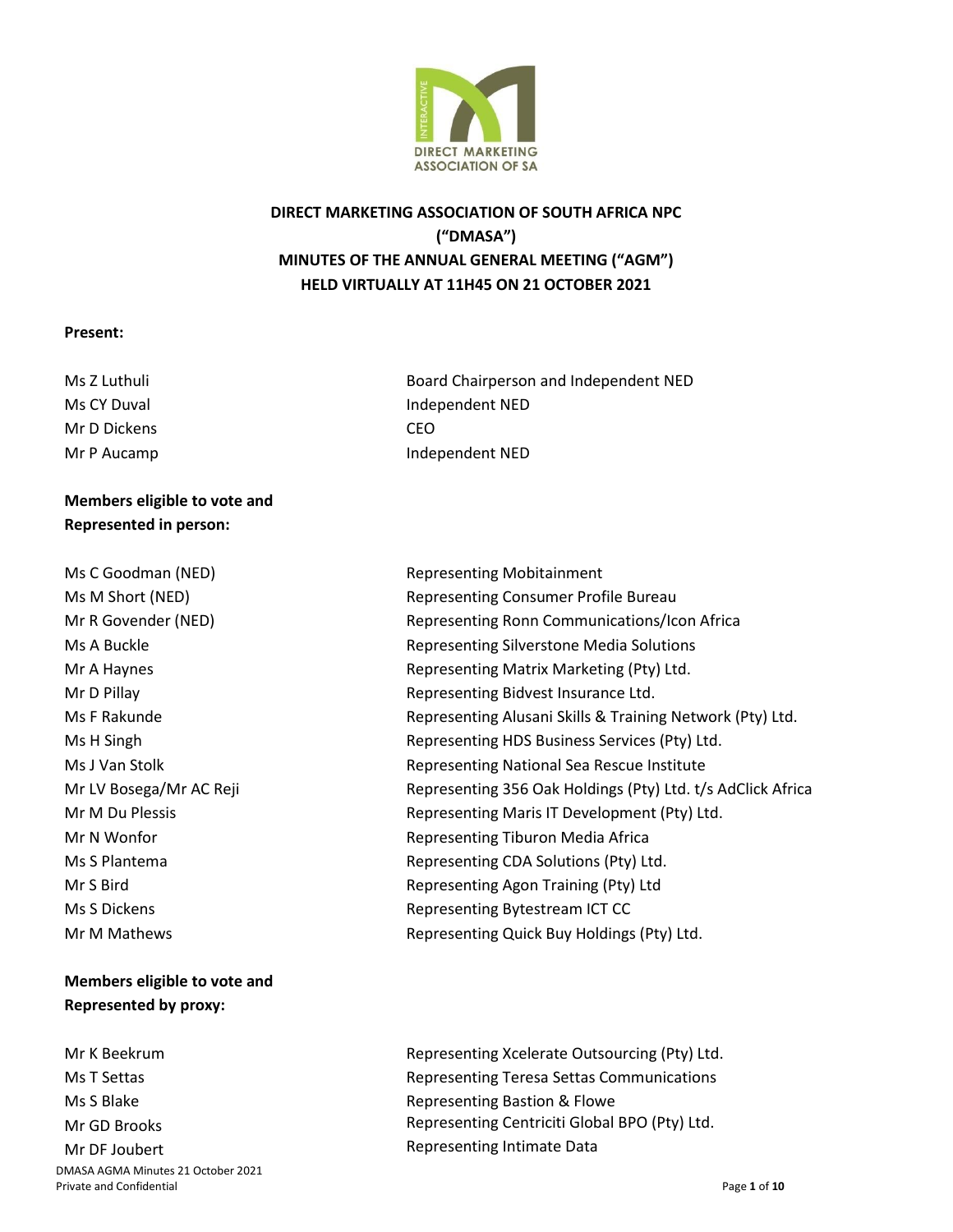**DIRECT MARKETING ASSOCIATION OF SOUTH AFRICA NPC**
**("DMASA")**
**MINUTES OF THE ANNUAL GENERAL MEETING ("AGM")**
**HELD VIRTUALLY AT 11H45 ON 21 OCTOBER 2021**

**Present:**

| | |
|---|---|
| Ms Z Luthuli | Board Chairperson and Independent NED |
| Ms CY Duval | Independent NED |
| Mr D Dickens | CEO |
| Mr P Aucamp | Independent NED |

**Members eligible to vote and Represented in person:**

| | |
|---|---|
| Ms C Goodman (NED) | Representing Mobitainment |
| Ms M Short (NED) | Representing Consumer Profile Bureau |
| Mr R Govender (NED) | Representing Ronn Communications/Icon Africa |
| Ms A Buckle | Representing Silverstone Media Solutions |
| Mr A Haynes | Representing Matrix Marketing (Pty) Ltd. |
| Mr D Pillay | Representing Bidvest Insurance Ltd. |
| Ms F Rakunde | Representing Alusani Skills & Training Network (Pty) Ltd. |
| Ms H Singh | Representing HDS Business Services (Pty) Ltd. |
| Ms J Van Stolk | Representing National Sea Rescue Institute |
| Mr LV Bosega/Mr AC Reji | Representing 356 Oak Holdings (Pty) Ltd. t/s AdClick Africa |
| Mr M Du Plessis | Representing Maris IT Development (Pty) Ltd. |
| Mr N Wonfor | Representing Tiburon Media Africa |
| Ms S Plantema | Representing CDA Solutions (Pty) Ltd. |
| Mr S Bird | Representing Agon Training (Pty) Ltd |
| Ms S Dickens | Representing Bytestream ICT CC |
| Mr M Mathews | Representing Quick Buy Holdings (Pty) Ltd. |

**Members eligible to vote and Represented by proxy:**

| | |
|---|---|
| Mr K Beekrum | Representing Xcelerate Outsourcing (Pty) Ltd. |
| Ms T Settas | Representing Teresa Settas Communications |
| Ms S Blake | Representing Bastion & Flowe |
| Mr GD Brooks | Representing Centriciti Global BPO (Pty) Ltd. |
| Mr DF Joubert | Representing Intimate Data |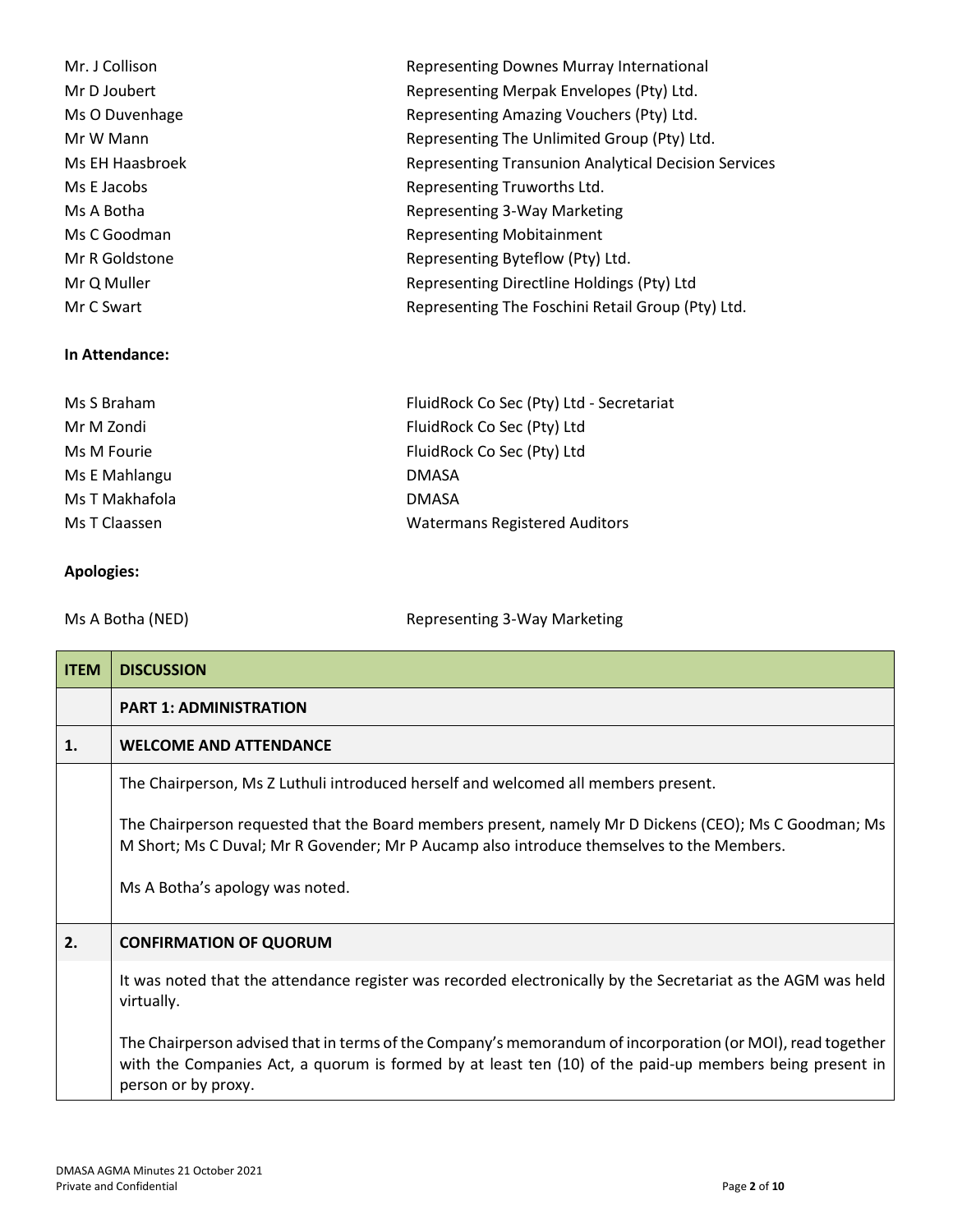| | |
|---|---|
| Mr. J Collison | Representing Downes Murray International |
| Mr D Joubert | Representing Merpak Envelopes (Pty) Ltd. |
| Ms O Duvenhage | Representing Amazing Vouchers (Pty) Ltd. |
| Mr W Mann | Representing The Unlimited Group (Pty) Ltd. |
| Ms EH Haasbroek | Representing Transunion Analytical Decision Services |
| Ms E Jacobs | Representing Truworths Ltd. |
| Ms A Botha | Representing 3-Way Marketing |
| Ms C Goodman | Representing Mobitainment |
| Mr R Goldstone | Representing Byteflow (Pty) Ltd. |
| Mr Q Muller | Representing Directline Holdings (Pty) Ltd |
| Mr C Swart | Representing The Foschini Retail Group (Pty) Ltd. |

**In Attendance:**

| | |
|---|---|
| Ms S Braham | FluidRock Co Sec (Pty) Ltd - Secretariat |
| Mr M Zondi | FluidRock Co Sec (Pty) Ltd |
| Ms M Fourie | FluidRock Co Sec (Pty) Ltd |
| Ms E Mahlangu | DMASA |
| Ms T Makhafola | DMASA |
| Ms T Claassen | Watermans Registered Auditors |

**Apologies:**

| | |
|---|---|
| Ms A Botha (NED) | Representing 3-Way Marketing |

| ITEM | DISCUSSION |
|---|---|
| | **PART 1: ADMINISTRATION** |
| **1.** | **WELCOME AND ATTENDANCE** |
| | The Chairperson, Ms Z Luthuli introduced herself and welcomed all members present.<br><br>The Chairperson requested that the Board members present, namely Mr D Dickens (CEO); Ms C Goodman; Ms M Short; Ms C Duval; Mr R Govender; Mr P Aucamp also introduce themselves to the Members.<br><br>Ms A Botha's apology was noted. |
| **2.** | **CONFIRMATION OF QUORUM** |
| | It was noted that the attendance register was recorded electronically by the Secretariat as the AGM was held virtually.<br><br>The Chairperson advised that in terms of the Company's memorandum of incorporation (or MOI), read together with the Companies Act, a quorum is formed by at least ten (10) of the paid-up members being present in person or by proxy. |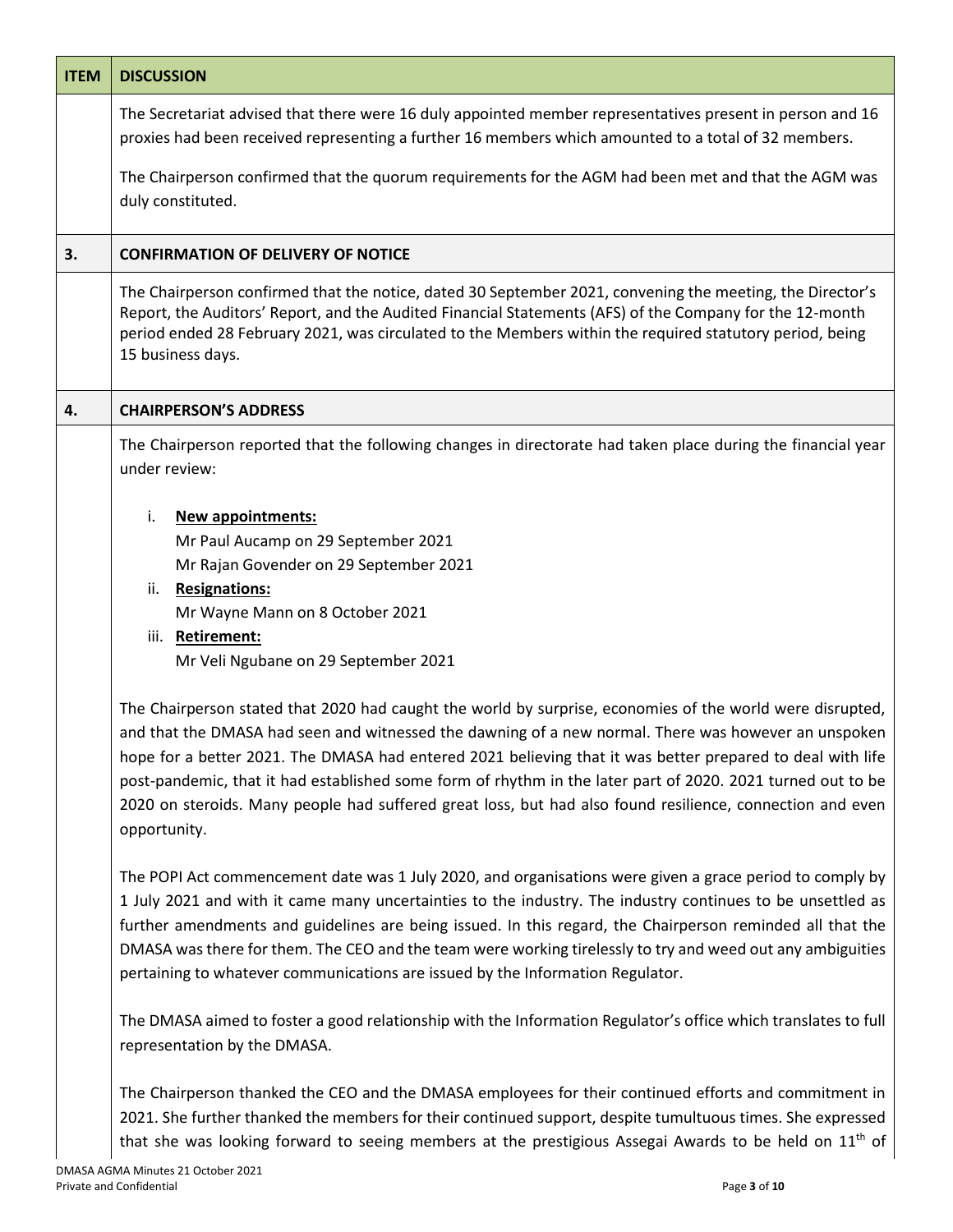| ITEM | DISCUSSION |
|---|---|
| | The Secretariat advised that there were 16 duly appointed member representatives present in person and 16 proxies had been received representing a further 16 members which amounted to a total of 32 members.<br><br>The Chairperson confirmed that the quorum requirements for the AGM had been met and that the AGM was duly constituted. |
| **3.** | **CONFIRMATION OF DELIVERY OF NOTICE** |
| | The Chairperson confirmed that the notice, dated 30 September 2021, convening the meeting, the Director's Report, the Auditors' Report, and the Audited Financial Statements (AFS) of the Company for the 12-month period ended 28 February 2021, was circulated to the Members within the required statutory period, being 15 business days. |
| **4.** | **CHAIRPERSON'S ADDRESS** |
| | The Chairperson reported that the following changes in directorate had taken place during the financial year under review:<br><br>i. **New appointments:**<br>Mr Paul Aucamp on 29 September 2021<br>Mr Rajan Govender on 29 September 2021<br>ii. **Resignations:**<br>Mr Wayne Mann on 8 October 2021<br>iii. **Retirement:**<br>Mr Veli Ngubane on 29 September 2021<br><br>The Chairperson stated that 2020 had caught the world by surprise, economies of the world were disrupted, and that the DMASA had seen and witnessed the dawning of a new normal. There was however an unspoken hope for a better 2021. The DMASA had entered 2021 believing that it was better prepared to deal with life post-pandemic, that it had established some form of rhythm in the later part of 2020. 2021 turned out to be 2020 on steroids. Many people had suffered great loss, but had also found resilience, connection and even opportunity.<br><br>The POPI Act commencement date was 1 July 2020, and organisations were given a grace period to comply by 1 July 2021 and with it came many uncertainties to the industry. The industry continues to be unsettled as further amendments and guidelines are being issued. In this regard, the Chairperson reminded all that the DMASA was there for them. The CEO and the team were working tirelessly to try and weed out any ambiguities pertaining to whatever communications are issued by the Information Regulator.<br><br>The DMASA aimed to foster a good relationship with the Information Regulator's office which translates to full representation by the DMASA.<br><br>The Chairperson thanked the CEO and the DMASA employees for their continued efforts and commitment in 2021. She further thanked the members for their continued support, despite tumultuous times. She expressed that she was looking forward to seeing members at the prestigious Assegai Awards to be held on 11th of |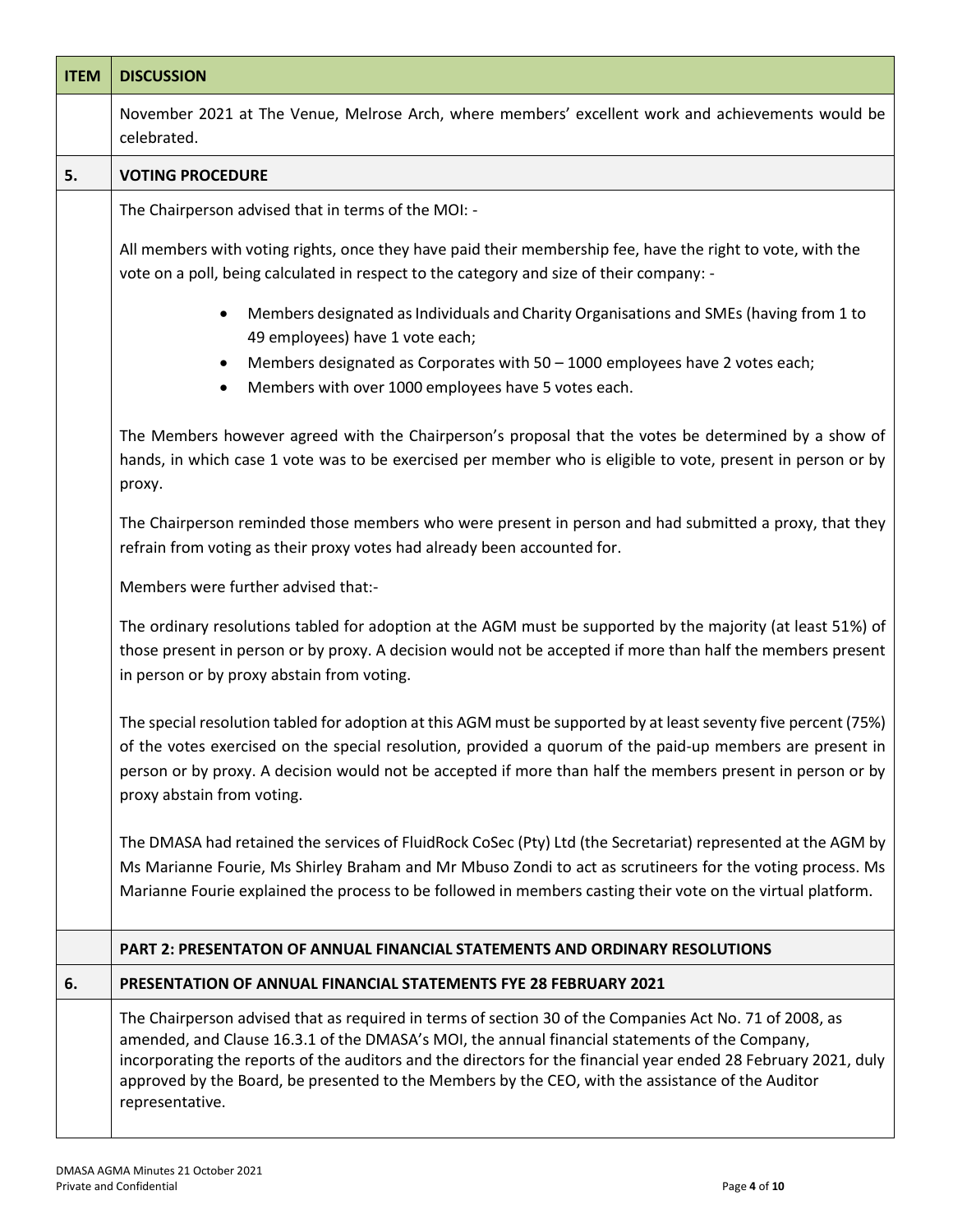| ITEM | DISCUSSION |
|---|---|
| | November 2021 at The Venue, Melrose Arch, where members' excellent work and achievements would be celebrated. |
| **5.** | **VOTING PROCEDURE** |
| | The Chairperson advised that in terms of the MOI: -<br><br>All members with voting rights, once they have paid their membership fee, have the right to vote, with the vote on a poll, being calculated in respect to the category and size of their company: -<br><br>• Members designated as Individuals and Charity Organisations and SMEs (having from 1 to 49 employees) have 1 vote each;<br>• Members designated as Corporates with 50 – 1000 employees have 2 votes each;<br>• Members with over 1000 employees have 5 votes each.<br><br>The Members however agreed with the Chairperson's proposal that the votes be determined by a show of hands, in which case 1 vote was to be exercised per member who is eligible to vote, present in person or by proxy.<br><br>The Chairperson reminded those members who were present in person and had submitted a proxy, that they refrain from voting as their proxy votes had already been accounted for.<br><br>Members were further advised that:-<br><br>The ordinary resolutions tabled for adoption at the AGM must be supported by the majority (at least 51%) of those present in person or by proxy. A decision would not be accepted if more than half the members present in person or by proxy abstain from voting.<br><br>The special resolution tabled for adoption at this AGM must be supported by at least seventy five percent (75%) of the votes exercised on the special resolution, provided a quorum of the paid-up members are present in person or by proxy. A decision would not be accepted if more than half the members present in person or by proxy abstain from voting.<br><br>The DMASA had retained the services of FluidRock CoSec (Pty) Ltd (the Secretariat) represented at the AGM by Ms Marianne Fourie, Ms Shirley Braham and Mr Mbuso Zondi to act as scrutineers for the voting process. Ms Marianne Fourie explained the process to be followed in members casting their vote on the virtual platform. |
| | **PART 2: PRESENTATON OF ANNUAL FINANCIAL STATEMENTS AND ORDINARY RESOLUTIONS** |
| **6.** | **PRESENTATION OF ANNUAL FINANCIAL STATEMENTS FYE 28 FEBRUARY 2021** |
| | The Chairperson advised that as required in terms of section 30 of the Companies Act No. 71 of 2008, as amended, and Clause 16.3.1 of the DMASA's MOI, the annual financial statements of the Company, incorporating the reports of the auditors and the directors for the financial year ended 28 February 2021, duly approved by the Board, be presented to the Members by the CEO, with the assistance of the Auditor representative. |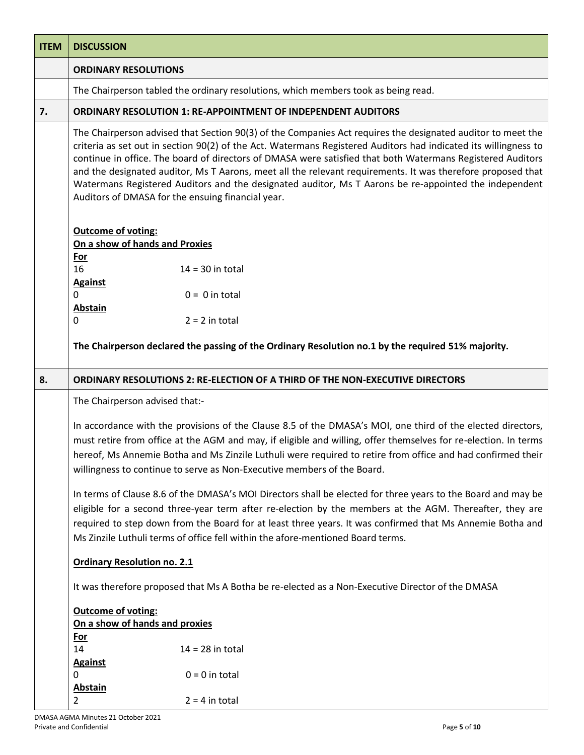| ITEM | DISCUSSION |
|---|---|
| | **ORDINARY RESOLUTIONS** |
| | The Chairperson tabled the ordinary resolutions, which members took as being read. |
| **7.** | **ORDINARY RESOLUTION 1: RE-APPOINTMENT OF INDEPENDENT AUDITORS** |
| | The Chairperson advised that Section 90(3) of the Companies Act requires the designated auditor to meet the criteria as set out in section 90(2) of the Act. Watermans Registered Auditors had indicated its willingness to continue in office. The board of directors of DMASA were satisfied that both Watermans Registered Auditors and the designated auditor, Ms T Aarons, meet all the relevant requirements. It was therefore proposed that Watermans Registered Auditors and the designated auditor, Ms T Aarons be re-appointed the independent Auditors of DMASA for the ensuing financial year.<br><br>**Outcome of voting:**<br>**On a show of hands and Proxies**<br>**For**<br>16 14 = 30 in total<br>**Against**<br>0 0 = 0 in total<br>**Abstain**<br>0 2 = 2 in total<br><br>**The Chairperson declared the passing of the Ordinary Resolution no.1 by the required 51% majority.** |
| **8.** | **ORDINARY RESOLUTIONS 2: RE-ELECTION OF A THIRD OF THE NON-EXECUTIVE DIRECTORS** |
| | The Chairperson advised that:-<br><br>In accordance with the provisions of the Clause 8.5 of the DMASA's MOI, one third of the elected directors, must retire from office at the AGM and may, if eligible and willing, offer themselves for re-election. In terms hereof, Ms Annemie Botha and Ms Zinzile Luthuli were required to retire from office and had confirmed their willingness to continue to serve as Non-Executive members of the Board.<br><br>In terms of Clause 8.6 of the DMASA's MOI Directors shall be elected for three years to the Board and may be eligible for a second three-year term after re-election by the members at the AGM. Thereafter, they are required to step down from the Board for at least three years. It was confirmed that Ms Annemie Botha and Ms Zinzile Luthuli terms of office fell within the afore-mentioned Board terms.<br><br>**Ordinary Resolution no. 2.1**<br><br>It was therefore proposed that Ms A Botha be re-elected as a Non-Executive Director of the DMASA<br><br>**Outcome of voting:**<br>**On a show of hands and proxies**<br>**For**<br>14 14 = 28 in total<br>**Against**<br>0 0 = 0 in total<br>**Abstain**<br>2 2 = 4 in total |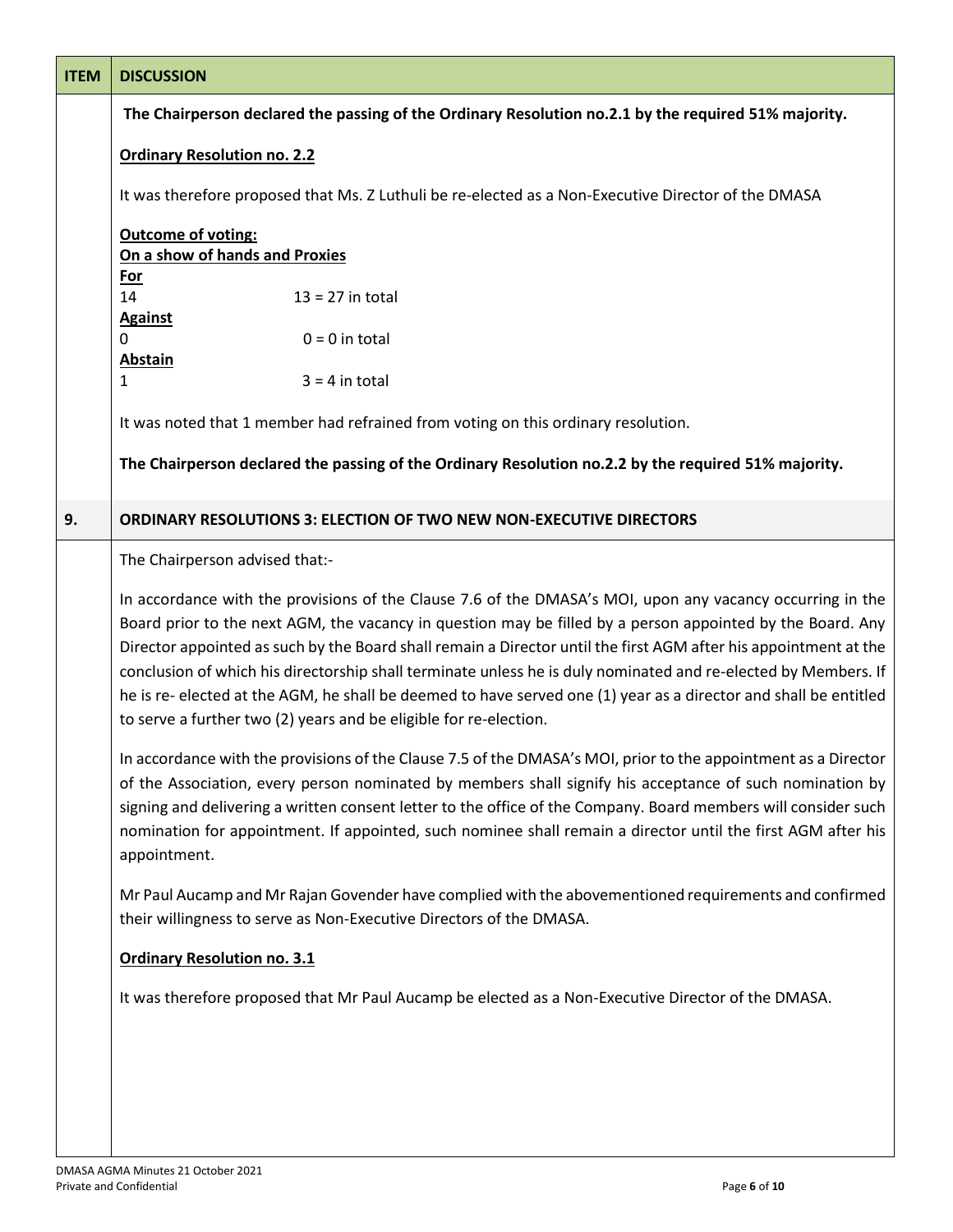| ITEM | DISCUSSION |
|---|---|
| | **The Chairperson declared the passing of the Ordinary Resolution no.2.1 by the required 51% majority.** |

**Ordinary Resolution no. 2.2**

It was therefore proposed that Ms. Z Luthuli be re-elected as a Non-Executive Director of the DMASA

**Outcome of voting:**
**On a show of hands and Proxies**

**For**
14 13 = 27 in total

**Against**
0 0 = 0 in total

**Abstain**
1 3 = 4 in total

It was noted that 1 member had refrained from voting on this ordinary resolution.

**The Chairperson declared the passing of the Ordinary Resolution no.2.2 by the required 51% majority.**

## 9. ORDINARY RESOLUTIONS 3: ELECTION OF TWO NEW NON-EXECUTIVE DIRECTORS

The Chairperson advised that:-

In accordance with the provisions of the Clause 7.6 of the DMASA's MOI, upon any vacancy occurring in the Board prior to the next AGM, the vacancy in question may be filled by a person appointed by the Board. Any Director appointed as such by the Board shall remain a Director until the first AGM after his appointment at the conclusion of which his directorship shall terminate unless he is duly nominated and re-elected by Members. If he is re- elected at the AGM, he shall be deemed to have served one (1) year as a director and shall be entitled to serve a further two (2) years and be eligible for re-election.

In accordance with the provisions of the Clause 7.5 of the DMASA's MOI, prior to the appointment as a Director of the Association, every person nominated by members shall signify his acceptance of such nomination by signing and delivering a written consent letter to the office of the Company. Board members will consider such nomination for appointment. If appointed, such nominee shall remain a director until the first AGM after his appointment.

Mr Paul Aucamp and Mr Rajan Govender have complied with the abovementioned requirements and confirmed their willingness to serve as Non-Executive Directors of the DMASA.

**Ordinary Resolution no. 3.1**

It was therefore proposed that Mr Paul Aucamp be elected as a Non-Executive Director of the DMASA.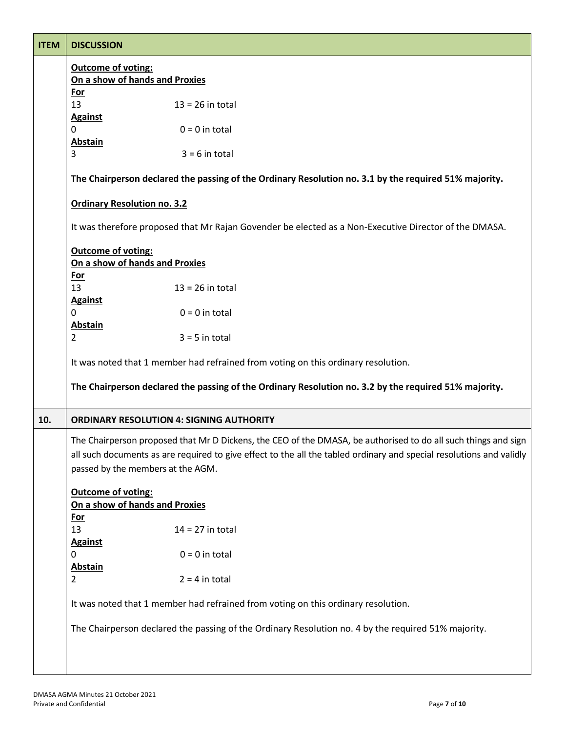| ITEM | DISCUSSION |
|---|---|
| | **<u>Outcome of voting:</u>**<br>**<u>On a show of hands and Proxies</u>**<br>**<u>For</u>**<br>13 13 = 26 in total<br>**<u>Against</u>**<br>0 0 = 0 in total<br>**<u>Abstain</u>**<br>3 3 = 6 in total<br><br>**The Chairperson declared the passing of the Ordinary Resolution no. 3.1 by the required 51% majority.**<br><br>**<u>Ordinary Resolution no. 3.2</u>**<br><br>It was therefore proposed that Mr Rajan Govender be elected as a Non-Executive Director of the DMASA.<br><br>**<u>Outcome of voting:</u>**<br>**<u>On a show of hands and Proxies</u>**<br>**<u>For</u>**<br>13 13 = 26 in total<br>**<u>Against</u>**<br>0 0 = 0 in total<br>**<u>Abstain</u>**<br>2 3 = 5 in total<br><br>It was noted that 1 member had refrained from voting on this ordinary resolution.<br><br>**The Chairperson declared the passing of the Ordinary Resolution no. 3.2 by the required 51% majority.** |
| **10.** | **ORDINARY RESOLUTION 4: SIGNING AUTHORITY** |
| | The Chairperson proposed that Mr D Dickens, the CEO of the DMASA, be authorised to do all such things and sign all such documents as are required to give effect to the all the tabled ordinary and special resolutions and validly passed by the members at the AGM.<br><br>**<u>Outcome of voting:</u>**<br>**<u>On a show of hands and Proxies</u>**<br>**<u>For</u>**<br>13 14 = 27 in total<br>**<u>Against</u>**<br>0 0 = 0 in total<br>**<u>Abstain</u>**<br>2 2 = 4 in total<br><br>It was noted that 1 member had refrained from voting on this ordinary resolution.<br><br>The Chairperson declared the passing of the Ordinary Resolution no. 4 by the required 51% majority. |

DMASA AGMA Minutes 21 October 2021
Private and Confidential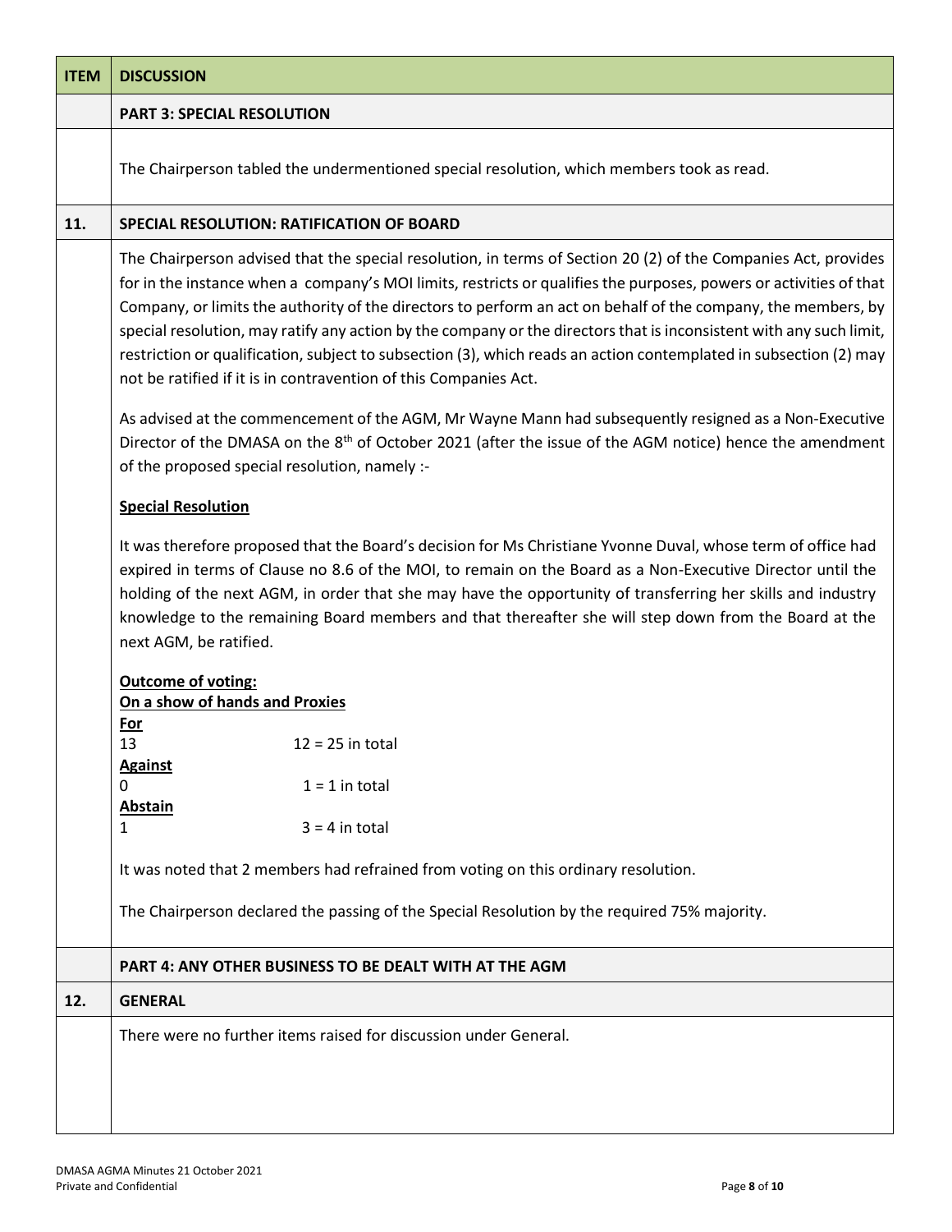| ITEM | DISCUSSION |
|---|---|
| | **PART 3: SPECIAL RESOLUTION** |
| | The Chairperson tabled the undermentioned special resolution, which members took as read. |
| **11.** | **SPECIAL RESOLUTION: RATIFICATION OF BOARD** |
| | The Chairperson advised that the special resolution, in terms of Section 20 (2) of the Companies Act, provides for in the instance when a company's MOI limits, restricts or qualifies the purposes, powers or activities of that Company, or limits the authority of the directors to perform an act on behalf of the company, the members, by special resolution, may ratify any action by the company or the directors that is inconsistent with any such limit, restriction or qualification, subject to subsection (3), which reads an action contemplated in subsection (2) may not be ratified if it is in contravention of this Companies Act.<br><br>As advised at the commencement of the AGM, Mr Wayne Mann had subsequently resigned as a Non-Executive Director of the DMASA on the 8th of October 2021 (after the issue of the AGM notice) hence the amendment of the proposed special resolution, namely :-<br><br>**<u>Special Resolution</u>**<br><br>It was therefore proposed that the Board's decision for Ms Christiane Yvonne Duval, whose term of office had expired in terms of Clause no 8.6 of the MOI, to remain on the Board as a Non-Executive Director until the holding of the next AGM, in order that she may have the opportunity of transferring her skills and industry knowledge to the remaining Board members and that thereafter she will step down from the Board at the next AGM, be ratified.<br><br>**<u>Outcome of voting:</u>**<br>**<u>On a show of hands and Proxies</u>**<br>**<u>For</u>**<br>13 12 = 25 in total<br>**<u>Against</u>**<br>0 1 = 1 in total<br>**<u>Abstain</u>**<br>1 3 = 4 in total<br><br>It was noted that 2 members had refrained from voting on this ordinary resolution.<br><br>The Chairperson declared the passing of the Special Resolution by the required 75% majority. |
| | **PART 4: ANY OTHER BUSINESS TO BE DEALT WITH AT THE AGM** |
| **12.** | **GENERAL** |
| | There were no further items raised for discussion under General. |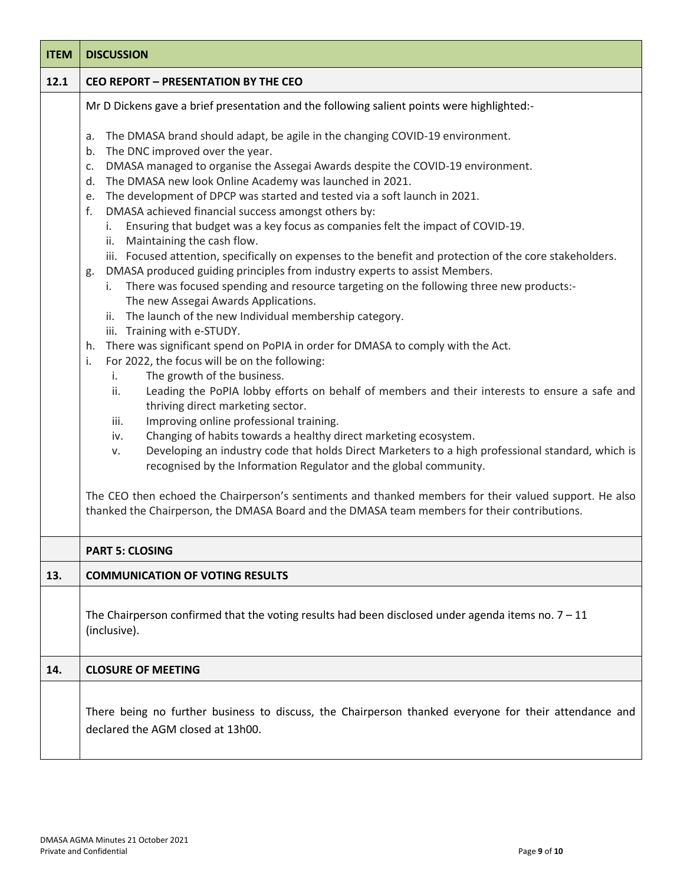| ITEM | DISCUSSION |
|---|---|
| 12.1 | **CEO REPORT – PRESENTATION BY THE CEO** |
| | Mr D Dickens gave a brief presentation and the following salient points were highlighted:-<br><br>a. The DMASA brand should adapt, be agile in the changing COVID-19 environment.<br>b. The DNC improved over the year.<br>c. DMASA managed to organise the Assegai Awards despite the COVID-19 environment.<br>d. The DMASA new look Online Academy was launched in 2021.<br>e. The development of DPCP was started and tested via a soft launch in 2021.<br>f. DMASA achieved financial success amongst others by:<br>&nbsp;&nbsp;&nbsp;i. Ensuring that budget was a key focus as companies felt the impact of COVID-19.<br>&nbsp;&nbsp;&nbsp;ii. Maintaining the cash flow.<br>&nbsp;&nbsp;&nbsp;iii. Focused attention, specifically on expenses to the benefit and protection of the core stakeholders.<br>g. DMASA produced guiding principles from industry experts to assist Members.<br>&nbsp;&nbsp;&nbsp;i. There was focused spending and resource targeting on the following three new products:- The new Assegai Awards Applications.<br>&nbsp;&nbsp;&nbsp;ii. The launch of the new Individual membership category.<br>&nbsp;&nbsp;&nbsp;iii. Training with e-STUDY.<br>h. There was significant spend on PoPIA in order for DMASA to comply with the Act.<br>i. For 2022, the focus will be on the following:<br>&nbsp;&nbsp;&nbsp;i. The growth of the business.<br>&nbsp;&nbsp;&nbsp;ii. Leading the PoPIA lobby efforts on behalf of members and their interests to ensure a safe and thriving direct marketing sector.<br>&nbsp;&nbsp;&nbsp;iii. Improving online professional training.<br>&nbsp;&nbsp;&nbsp;iv. Changing of habits towards a healthy direct marketing ecosystem.<br>&nbsp;&nbsp;&nbsp;v. Developing an industry code that holds Direct Marketers to a high professional standard, which is recognised by the Information Regulator and the global community.<br><br>The CEO then echoed the Chairperson's sentiments and thanked members for their valued support. He also thanked the Chairperson, the DMASA Board and the DMASA team members for their contributions. |
| | **PART 5: CLOSING** |
| 13. | **COMMUNICATION OF VOTING RESULTS** |
| | The Chairperson confirmed that the voting results had been disclosed under agenda items no. 7 – 11 (inclusive). |
| 14. | **CLOSURE OF MEETING** |
| | There being no further business to discuss, the Chairperson thanked everyone for their attendance and declared the AGM closed at 13h00. |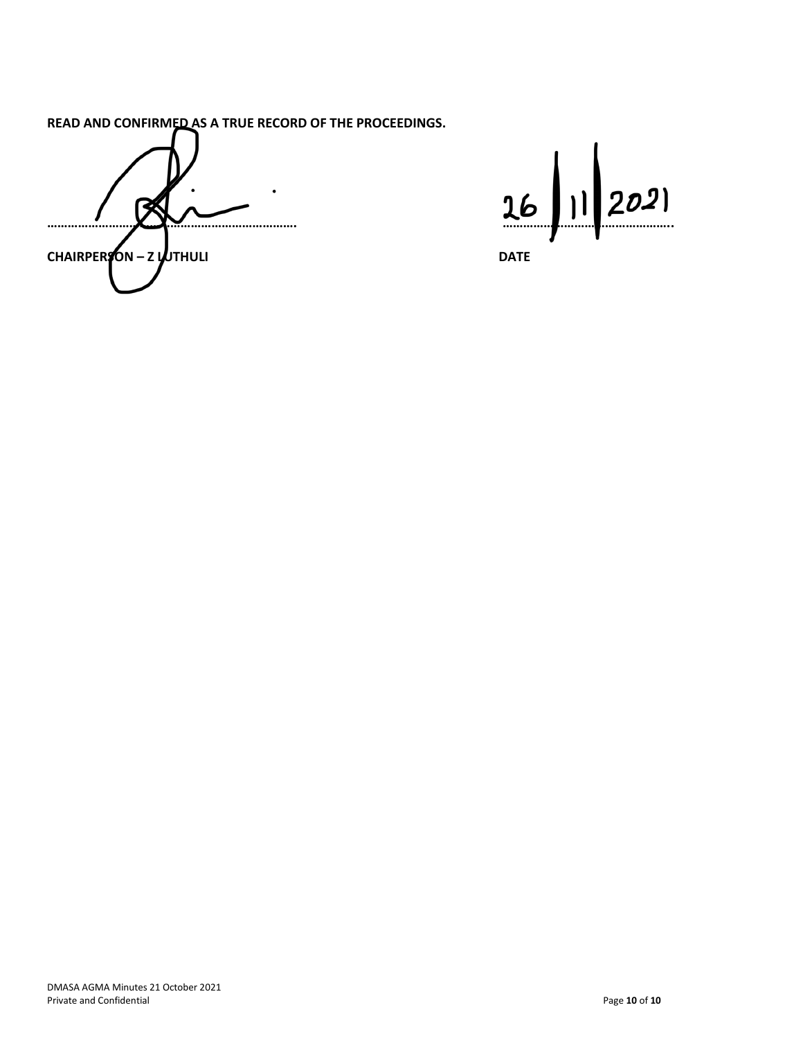**READ AND CONFIRMED AS A TRUE RECORD OF THE PROCEEDINGS.**

……………………………………………………………… 26/11/2021 ………………………………

**CHAIRPERSON – Z LUTHULI** **DATE**